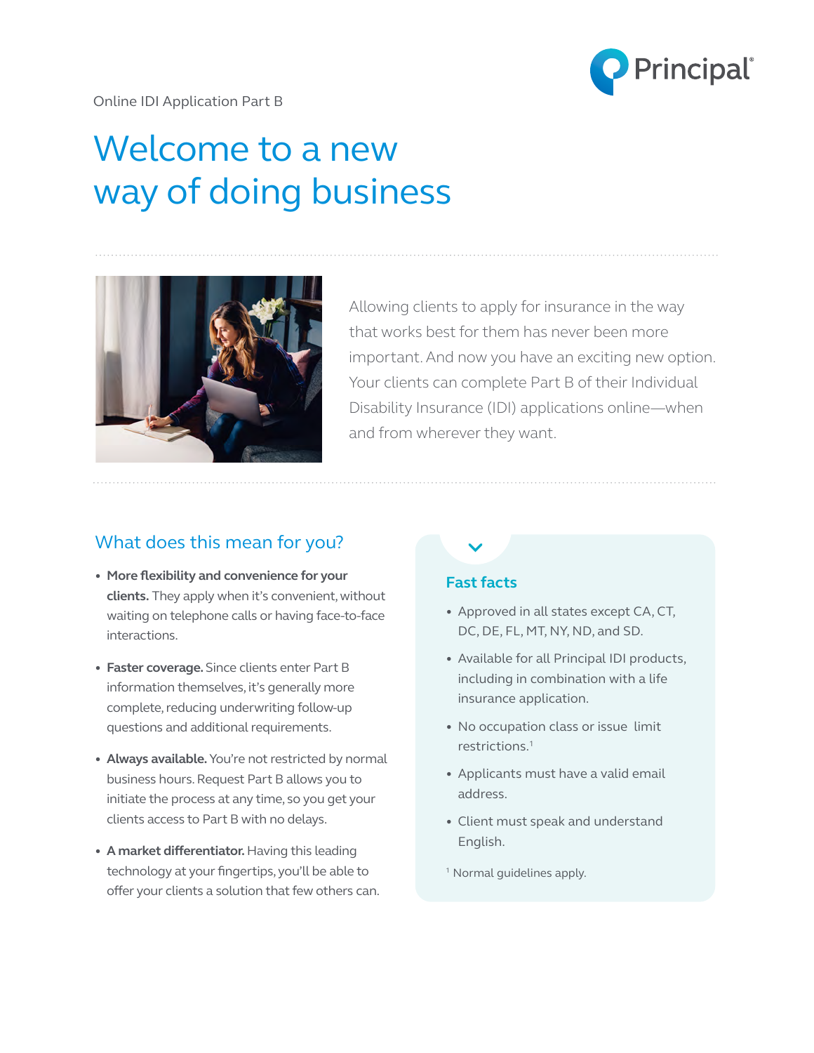Online IDI Application Part B

# Welcome to a new way of doing business

Allowing clients to apply for insurance in the way that works best for them has never been more important. And now you have an exciting new option. Your clients can complete Part B of their Individual Disability Insurance (IDI) applications online—when and from wherever they want.

## What does this mean for you?

- **More flexibility and convenience for your clients.** They apply when it's convenient, without waiting on telephone calls or having face-to-face interactions.
- **Faster coverage.** Since clients enter Part B information themselves, it's generally more complete, reducing underwriting follow-up questions and additional requirements.
- **Always available.** You're not restricted by normal business hours. Request Part B allows you to initiate the process at any time, so you get your clients access to Part B with no delays.
- **A market differentiator.** Having this leading technology at your fingertips, you'll be able to offer your clients a solution that few others can.

### Fast facts

- Approved in all states except CA, CT, DC, DE, FL, MT, NY, ND, and SD.
- Available for all Principal IDI products, including in combination with a life insurance application.
- No occupation class or issue limit restrictions.[1]
- Applicants must have a valid email address.
- Client must speak and understand English.

[1] Normal guidelines apply.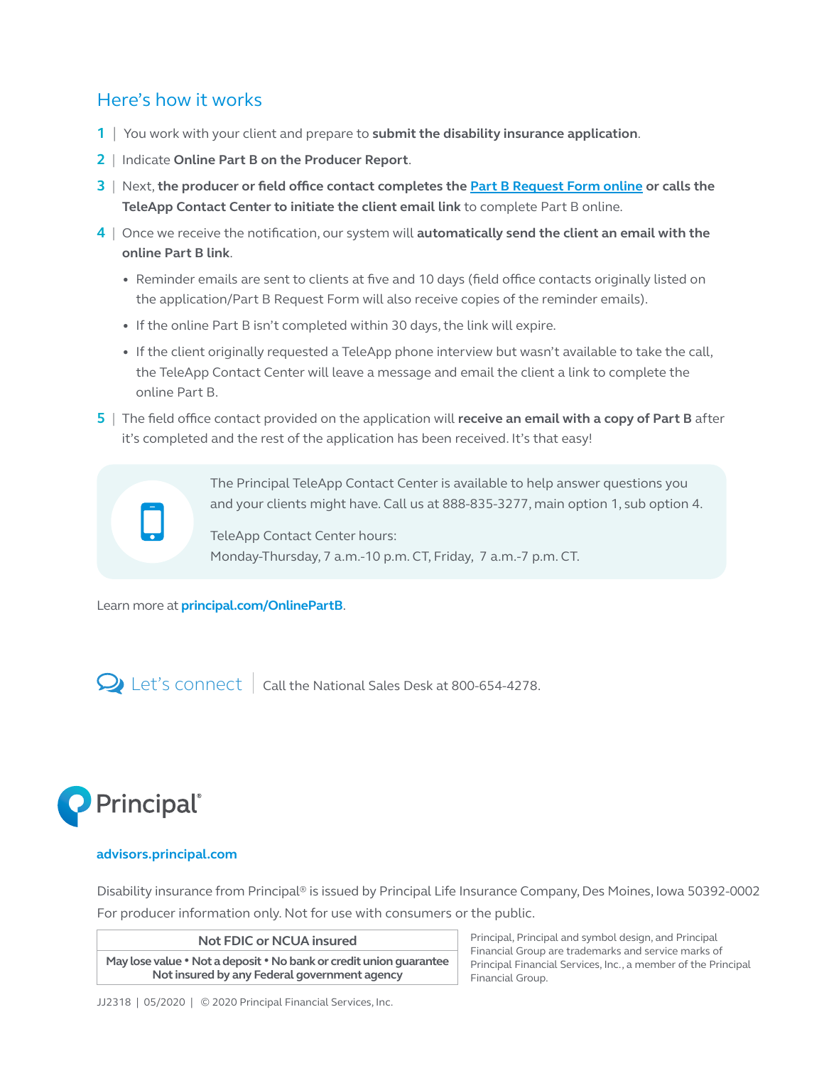## Here's how it works

1 | You work with your client and prepare to **submit the disability insurance application**.

2 | Indicate **Online Part B on the Producer Report**.

3 | Next, **the producer or field office contact completes the Part B Request Form online or calls the TeleApp Contact Center to initiate the client email link** to complete Part B online.

4 | Once we receive the notification, our system will **automatically send the client an email with the online Part B link**.

- Reminder emails are sent to clients at five and 10 days (field office contacts originally listed on the application/Part B Request Form will also receive copies of the reminder emails).
- If the online Part B isn't completed within 30 days, the link will expire.
- If the client originally requested a TeleApp phone interview but wasn't available to take the call, the TeleApp Contact Center will leave a message and email the client a link to complete the online Part B.

5 | The field office contact provided on the application will **receive an email with a copy of Part B** after it's completed and the rest of the application has been received. It's that easy!

The Principal TeleApp Contact Center is available to help answer questions you and your clients might have. Call us at 888-835-3277, main option 1, sub option 4.

TeleApp Contact Center hours:
Monday-Thursday, 7 a.m.-10 p.m. CT, Friday, 7 a.m.-7 p.m. CT.

Learn more at **principal.com/OnlinePartB**.

Let's connect | Call the National Sales Desk at 800-654-4278.

Principal®

**advisors.principal.com**

Disability insurance from Principal® is issued by Principal Life Insurance Company, Des Moines, Iowa 50392-0002
For producer information only. Not for use with consumers or the public.

| Not FDIC or NCUA insured |
|---|
| May lose value • Not a deposit • No bank or credit union guarantee<br>Not insured by any Federal government agency |

Principal, Principal and symbol design, and Principal Financial Group are trademarks and service marks of Principal Financial Services, Inc., a member of the Principal Financial Group.

JJ2318 | 05/2020 | © 2020 Principal Financial Services, Inc.